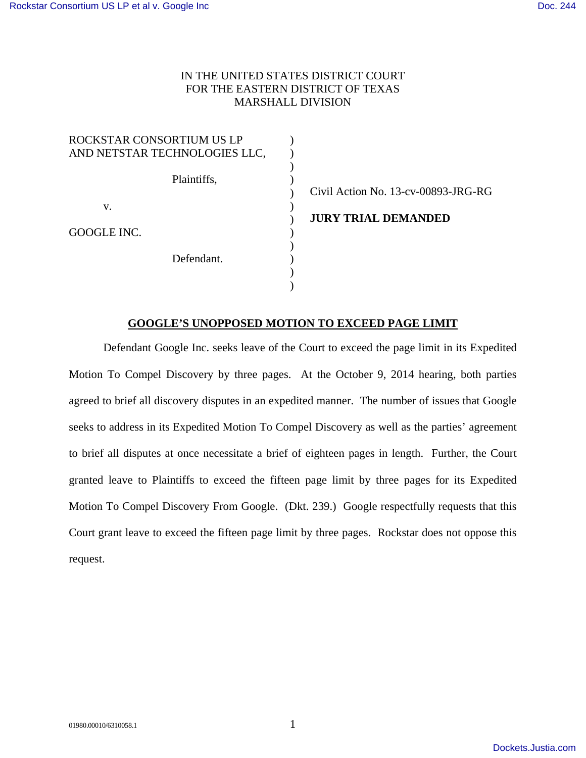IN THE UNITED STATES DISTRICT COURT
FOR THE EASTERN DISTRICT OF TEXAS
MARSHALL DIVISION

| | | |
|---|---|---|
| ROCKSTAR CONSORTIUM US LP AND NETSTAR TECHNOLOGIES LLC,<br><br>Plaintiffs,<br><br>v.<br><br>GOOGLE INC.<br><br>Defendant. | ) | Civil Action No. 13-cv-00893-JRG-RG<br><br>**JURY TRIAL DEMANDED** |

## GOOGLE'S UNOPPOSED MOTION TO EXCEED PAGE LIMIT

Defendant Google Inc. seeks leave of the Court to exceed the page limit in its Expedited Motion To Compel Discovery by three pages. At the October 9, 2014 hearing, both parties agreed to brief all discovery disputes in an expedited manner. The number of issues that Google seeks to address in its Expedited Motion To Compel Discovery as well as the parties' agreement to brief all disputes at once necessitate a brief of eighteen pages in length. Further, the Court granted leave to Plaintiffs to exceed the fifteen page limit by three pages for its Expedited Motion To Compel Discovery From Google. (Dkt. 239.) Google respectfully requests that this Court grant leave to exceed the fifteen page limit by three pages. Rockstar does not oppose this request.

01980.00010/6310058.1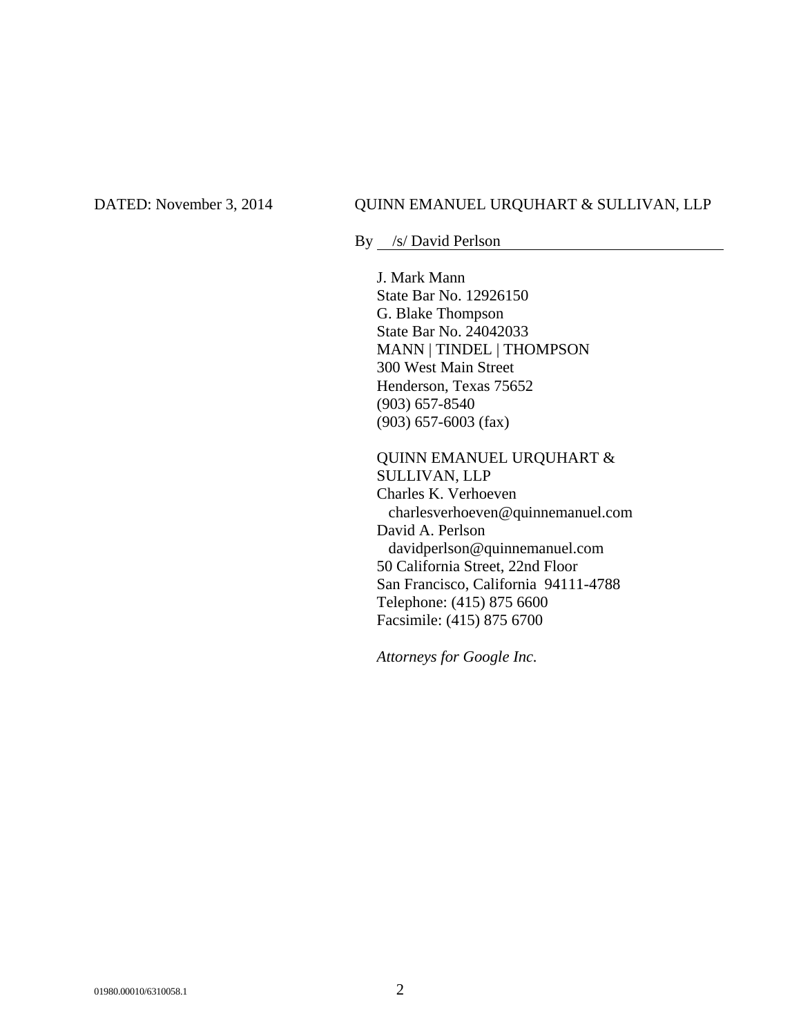DATED: November 3, 2014

QUINN EMANUEL URQUHART & SULLIVAN, LLP

By /s/ David Perlson

J. Mark Mann
State Bar No. 12926150
G. Blake Thompson
State Bar No. 24042033
MANN | TINDEL | THOMPSON
300 West Main Street
Henderson, Texas 75652
(903) 657-8540
(903) 657-6003 (fax)

QUINN EMANUEL URQUHART & SULLIVAN, LLP
Charles K. Verhoeven
charlesverhoeven@quinnemanuel.com
David A. Perlson
davidperlson@quinnemanuel.com
50 California Street, 22nd Floor
San Francisco, California 94111-4788
Telephone: (415) 875 6600
Facsimile: (415) 875 6700

*Attorneys for Google Inc.*

01980.00010/6310058.1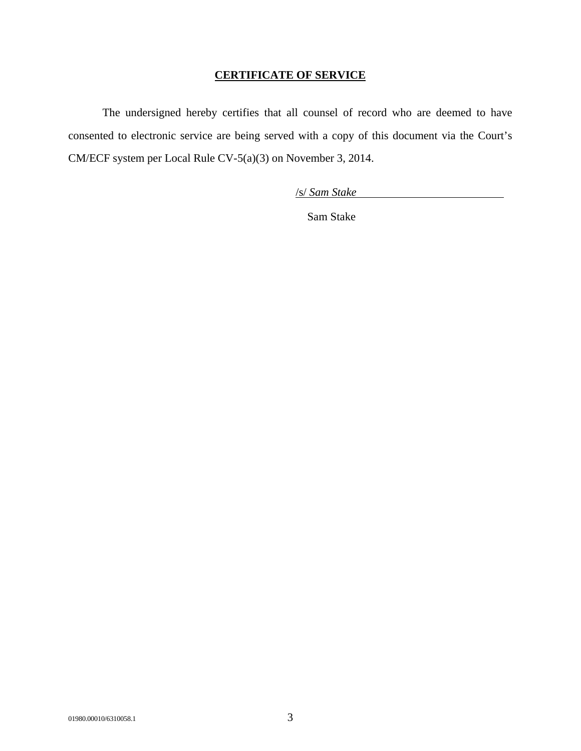**CERTIFICATE OF SERVICE**

The undersigned hereby certifies that all counsel of record who are deemed to have consented to electronic service are being served with a copy of this document via the Court's CM/ECF system per Local Rule CV-5(a)(3) on November 3, 2014.

/s/ *Sam Stake*

Sam Stake

01980.00010/6310058.1